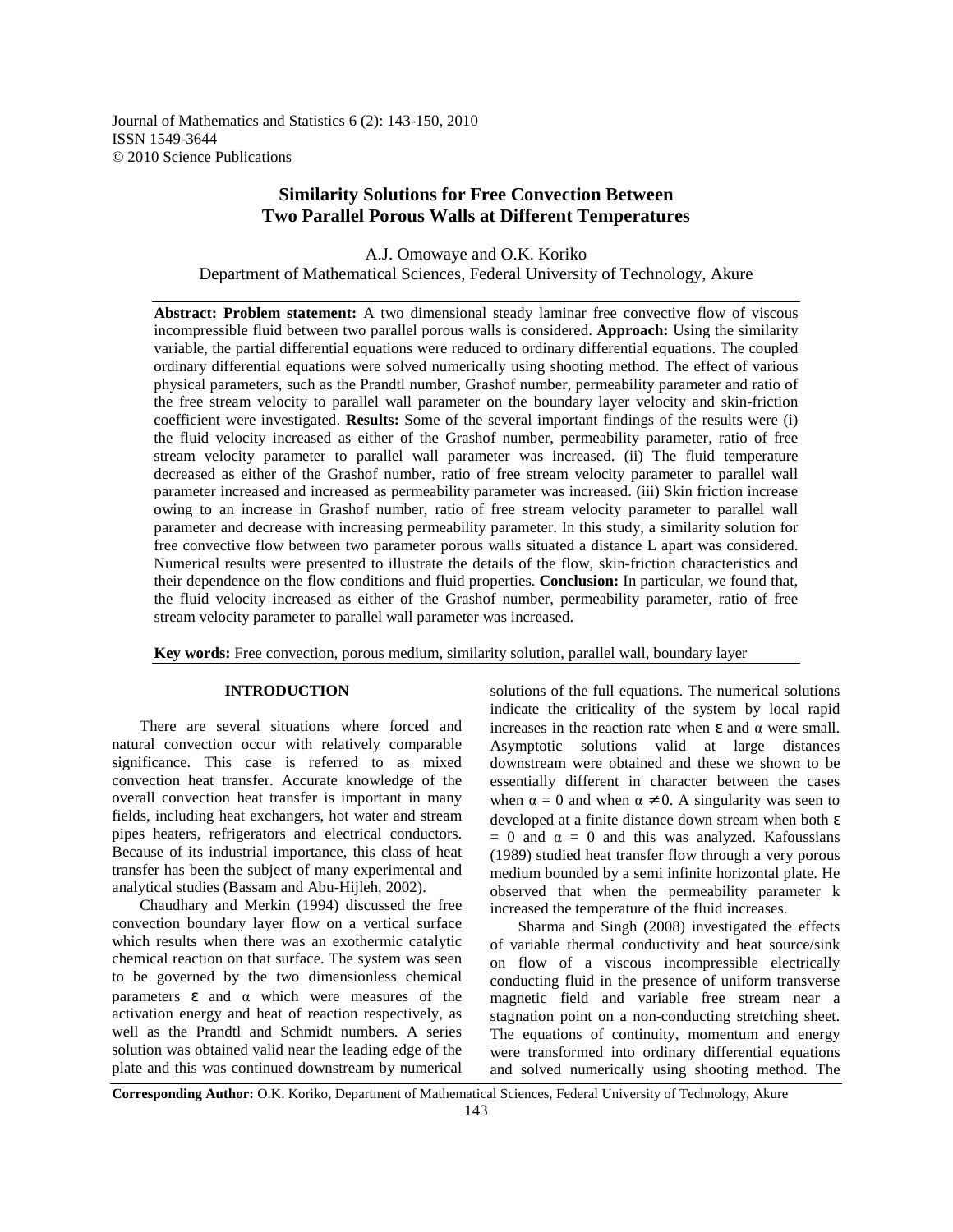# Similarity Solutions for Free Convection Between Two Parallel Porous Walls at Different Temperatures

A.J. Omowaye and O.K. Koriko
Department of Mathematical Sciences, Federal University of Technology, Akure

**Abstract: Problem statement:** A two dimensional steady laminar free convective flow of viscous incompressible fluid between two parallel porous walls is considered. **Approach:** Using the similarity variable, the partial differential equations were reduced to ordinary differential equations. The coupled ordinary differential equations were solved numerically using shooting method. The effect of various physical parameters, such as the Prandtl number, Grashof number, permeability parameter and ratio of the free stream velocity to parallel wall parameter on the boundary layer velocity and skin-friction coefficient were investigated. **Results:** Some of the several important findings of the results were (i) the fluid velocity increased as either of the Grashof number, permeability parameter, ratio of free stream velocity parameter to parallel wall parameter was increased. (ii) The fluid temperature decreased as either of the Grashof number, ratio of free stream velocity parameter to parallel wall parameter increased and increased as permeability parameter was increased. (iii) Skin friction increase owing to an increase in Grashof number, ratio of free stream velocity parameter to parallel wall parameter and decrease with increasing permeability parameter. In this study, a similarity solution for free convective flow between two parameter porous walls situated a distance L apart was considered. Numerical results were presented to illustrate the details of the flow, skin-friction characteristics and their dependence on the flow conditions and fluid properties. **Conclusion:** In particular, we found that, the fluid velocity increased as either of the Grashof number, permeability parameter, ratio of free stream velocity parameter to parallel wall parameter was increased.

**Key words:** Free convection, porous medium, similarity solution, parallel wall, boundary layer

## INTRODUCTION

There are several situations where forced and natural convection occur with relatively comparable significance. This case is referred to as mixed convection heat transfer. Accurate knowledge of the overall convection heat transfer is important in many fields, including heat exchangers, hot water and stream pipes heaters, refrigerators and electrical conductors. Because of its industrial importance, this class of heat transfer has been the subject of many experimental and analytical studies (Bassam and Abu-Hijleh, 2002).

Chaudhary and Merkin (1994) discussed the free convection boundary layer flow on a vertical surface which results when there was an exothermic catalytic chemical reaction on that surface. The system was seen to be governed by the two dimensionless chemical parameters $\varepsilon$ and $\alpha$ which were measures of the activation energy and heat of reaction respectively, as well as the Prandtl and Schmidt numbers. A series solution was obtained valid near the leading edge of the plate and this was continued downstream by numerical solutions of the full equations. The numerical solutions indicate the criticality of the system by local rapid increases in the reaction rate when $\varepsilon$ and $\alpha$ were small. Asymptotic solutions valid at large distances downstream were obtained and these we shown to be essentially different in character between the cases when $\alpha = 0$ and when $\alpha \neq 0$. A singularity was seen to developed at a finite distance down stream when both $\varepsilon = 0$ and $\alpha = 0$ and this was analyzed. Kafoussians (1989) studied heat transfer flow through a very porous medium bounded by a semi infinite horizontal plate. He observed that when the permeability parameter k increased the temperature of the fluid increases.

Sharma and Singh (2008) investigated the effects of variable thermal conductivity and heat source/sink on flow of a viscous incompressible electrically conducting fluid in the presence of uniform transverse magnetic field and variable free stream near a stagnation point on a non-conducting stretching sheet. The equations of continuity, momentum and energy were transformed into ordinary differential equations and solved numerically using shooting method. The

**Corresponding Author:** O.K. Koriko, Department of Mathematical Sciences, Federal University of Technology, Akure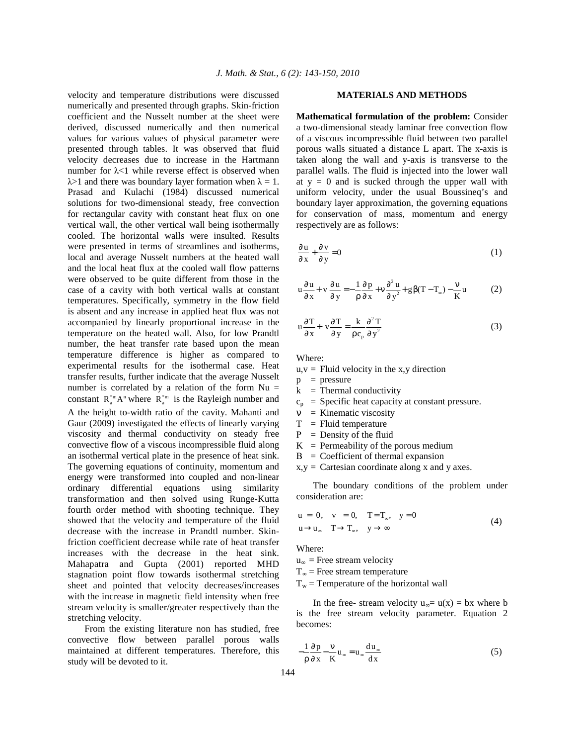velocity and temperature distributions were discussed numerically and presented through graphs. Skin-friction coefficient and the Nusselt number at the sheet were derived, discussed numerically and then numerical values for various values of physical parameter were presented through tables. It was observed that fluid velocity decreases due to increase in the Hartmann number for $\lambda<1$ while reverse effect is observed when $\lambda>1$ and there was boundary layer formation when $\lambda = 1$. Prasad and Kulachi (1984) discussed numerical solutions for two-dimensional steady, free convection for rectangular cavity with constant heat flux on one vertical wall, the other vertical wall being isothermally cooled. The horizontal walls were insulted. Results were presented in terms of streamlines and isotherms, local and average Nusselt numbers at the heated wall and the local heat flux at the cooled wall flow patterns were observed to be quite different from those in the case of a cavity with both vertical walls at constant temperatures. Specifically, symmetry in the flow field is absent and any increase in applied heat flux was not accompanied by linearly proportional increase in the temperature on the heated wall. Also, for low Prandtl number, the heat transfer rate based upon the mean temperature difference is higher as compared to experimental results for the isothermal case. Heat transfer results, further indicate that the average Nusselt number is correlated by a relation of the form Nu = constant $R_a^{*m}A^n$ where $R_a^{*m}$ is the Rayleigh number and A the height to-width ratio of the cavity. Mahanti and Gaur (2009) investigated the effects of linearly varying viscosity and thermal conductivity on steady free convective flow of a viscous incompressible fluid along an isothermal vertical plate in the presence of heat sink. The governing equations of continuity, momentum and energy were transformed into coupled and non-linear ordinary differential equations using similarity transformation and then solved using Runge-Kutta fourth order method with shooting technique. They showed that the velocity and temperature of the fluid decrease with the increase in Prandtl number. Skin-friction coefficient decrease while rate of heat transfer increases with the decrease in the heat sink. Mahapatra and Gupta (2001) reported MHD stagnation point flow towards isothermal stretching sheet and pointed that velocity decreases/increases with the increase in magnetic field intensity when free stream velocity is smaller/greater respectively than the stretching velocity.

From the existing literature non has studied, free convective flow between parallel porous walls maintained at different temperatures. Therefore, this study will be devoted to it.

## MATERIALS AND METHODS

**Mathematical formulation of the problem:** Consider a two-dimensional steady laminar free convection flow of a viscous incompressible fluid between two parallel porous walls situated a distance L apart. The x-axis is taken along the wall and y-axis is transverse to the parallel walls. The fluid is injected into the lower wall at $y = 0$ and is sucked through the upper wall with uniform velocity, under the usual Boussineq's and boundary layer approximation, the governing equations for conservation of mass, momentum and energy respectively are as follows:

$$\frac{\partial u}{\partial x} + \frac{\partial v}{\partial y} = 0 \tag{1}$$

$$u\frac{\partial u}{\partial x} + v\frac{\partial u}{\partial y} = -\frac{1}{\rho}\frac{\partial p}{\partial x} + \nu\frac{\partial^2 u}{\partial y^2} + g\beta(T - T_\infty) - \frac{\nu}{K}u \tag{2}$$

$$u\frac{\partial T}{\partial x} + v\frac{\partial T}{\partial y} = \frac{k}{\rho c_p}\frac{\partial^2 T}{\partial y^2} \tag{3}$$

Where:

- $u,v$ = Fluid velocity in the x,y direction
- $p$ = pressure
- $k$ = Thermal conductivity
- $c_p$ = Specific heat capacity at constant pressure.
- $\nu$ = Kinematic viscosity
- $T$ = Fluid temperature
- $P$ = Density of the fluid
- $K$ = Permeability of the porous medium
- $B$ = Coefficient of thermal expansion
- $x,y$ = Cartesian coordinate along x and y axes.

The boundary conditions of the problem under consideration are:

$$\begin{aligned} &u = 0, \quad v = 0, \quad T = T_\infty, \quad y = 0 \\ &u \to u_\infty \quad T \to T_\infty, \quad y \to \infty \end{aligned} \tag{4}$$

Where:

- $u_\infty$ = Free stream velocity
- $T_\infty$ = Free stream temperature
- $T_w$ = Temperature of the horizontal wall

In the free- stream velocity $u_\infty = u(x) = bx$ where b is the free stream velocity parameter. Equation 2 becomes:

$$-\frac{1}{\rho}\frac{\partial p}{\partial x} - \frac{\nu}{K}u_\infty = u_\infty\frac{du_\infty}{dx} \tag{5}$$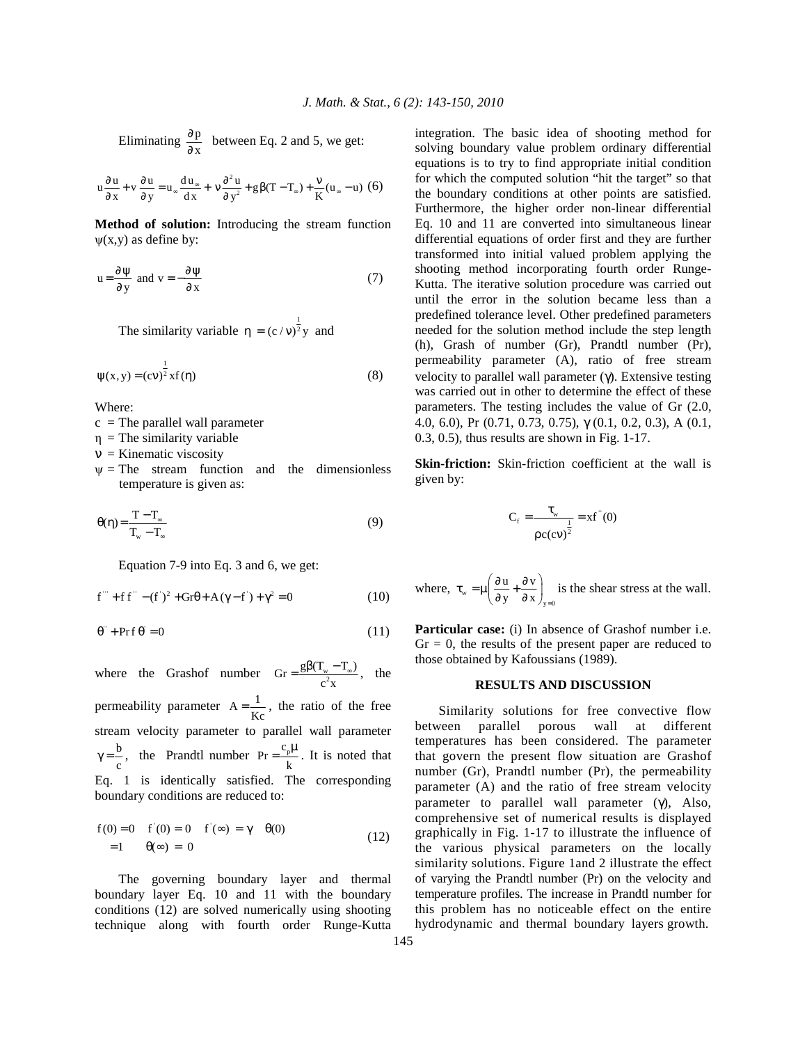Eliminating $\frac{\partial p}{\partial x}$ between Eq. 2 and 5, we get:

$$u\frac{\partial u}{\partial x}+v\frac{\partial u}{\partial y}=u_\infty\frac{du_\infty}{dx}+\nu\frac{\partial^2 u}{\partial y^2}+g\beta(T-T_\infty)+\frac{\nu}{K}(u_\infty-u) \quad (6)$$

**Method of solution:** Introducing the stream function $\psi(x,y)$ as define by:

$$u=\frac{\partial \psi}{\partial y} \text{ and } v=-\frac{\partial \psi}{\partial x} \quad (7)$$

The similarity variable $\eta=(c/\nu)^{\frac{1}{2}}y$ and

$$\psi(x,y)=(c\nu)^{\frac{1}{2}}xf(\eta) \quad (8)$$

Where:

- $c$ = The parallel wall parameter
- $\eta$ = The similarity variable
- $\nu$ = Kinematic viscosity
- $\psi$ = The stream function and the dimensionless temperature is given as:

$$\theta(\eta)=\frac{T-T_\infty}{T_w-T_\infty} \quad (9)$$

Equation 7-9 into Eq. 3 and 6, we get:

$$f'''+ff''-(f')^2+Gr\theta+A(\gamma-f')+\gamma^2=0 \quad (10)$$

$$\theta''+\Pr f\theta'=0 \quad (11)$$

where the Grashof number $Gr=\frac{g\beta(T_w-T_\infty)}{c^2x}$, the permeability parameter $A=\frac{1}{Kc}$, the ratio of the free stream velocity parameter to parallel wall parameter $\gamma=\frac{b}{c}$, the Prandtl number $\Pr=\frac{c_p\mu}{k}$. It is noted that Eq. 1 is identically satisfied. The corresponding boundary conditions are reduced to:

$$f(0)=0 \quad f'(0)=0 \quad f'(\infty)=\gamma \quad \theta(0)=1 \quad \theta(\infty)=0 \quad (12)$$

The governing boundary layer and thermal boundary layer Eq. 10 and 11 with the boundary conditions (12) are solved numerically using shooting technique along with fourth order Runge-Kutta integration. The basic idea of shooting method for solving boundary value problem ordinary differential equations is to try to find appropriate initial condition for which the computed solution "hit the target" so that the boundary conditions at other points are satisfied. Furthermore, the higher order non-linear differential Eq. 10 and 11 are converted into simultaneous linear differential equations of order first and they are further transformed into initial valued problem applying the shooting method incorporating fourth order Runge-Kutta. The iterative solution procedure was carried out until the error in the solution became less than a predefined tolerance level. Other predefined parameters needed for the solution method include the step length (h), Grash of number (Gr), Prandtl number (Pr), permeability parameter (A), ratio of free stream velocity to parallel wall parameter ($\gamma$). Extensive testing was carried out in other to determine the effect of these parameters. The testing includes the value of Gr (2.0, 4.0, 6.0), Pr (0.71, 0.73, 0.75), $\gamma$ (0.1, 0.2, 0.3), A (0.1, 0.3, 0.5), thus results are shown in Fig. 1-17.

**Skin-friction:** Skin-friction coefficient at the wall is given by:

$$C_f=\frac{\tau_w}{\rho c(c\nu)^{\frac{1}{2}}}=xf''(0)$$

where, $\tau_w=\mu\left(\frac{\partial u}{\partial y}+\frac{\partial v}{\partial x}\right)_{y=0}$ is the shear stress at the wall.

**Particular case:** (i) In absence of Grashof number i.e. Gr = 0, the results of the present paper are reduced to those obtained by Kafoussians (1989).

## RESULTS AND DISCUSSION

Similarity solutions for free convective flow between parallel porous wall at different temperatures has been considered. The parameter that govern the present flow situation are Grashof number (Gr), Prandtl number (Pr), the permeability parameter (A) and the ratio of free stream velocity parameter to parallel wall parameter ($\gamma$), Also, comprehensive set of numerical results is displayed graphically in Fig. 1-17 to illustrate the influence of the various physical parameters on the locally similarity solutions. Figure 1and 2 illustrate the effect of varying the Prandtl number (Pr) on the velocity and temperature profiles. The increase in Prandtl number for this problem has no noticeable effect on the entire hydrodynamic and thermal boundary layers growth.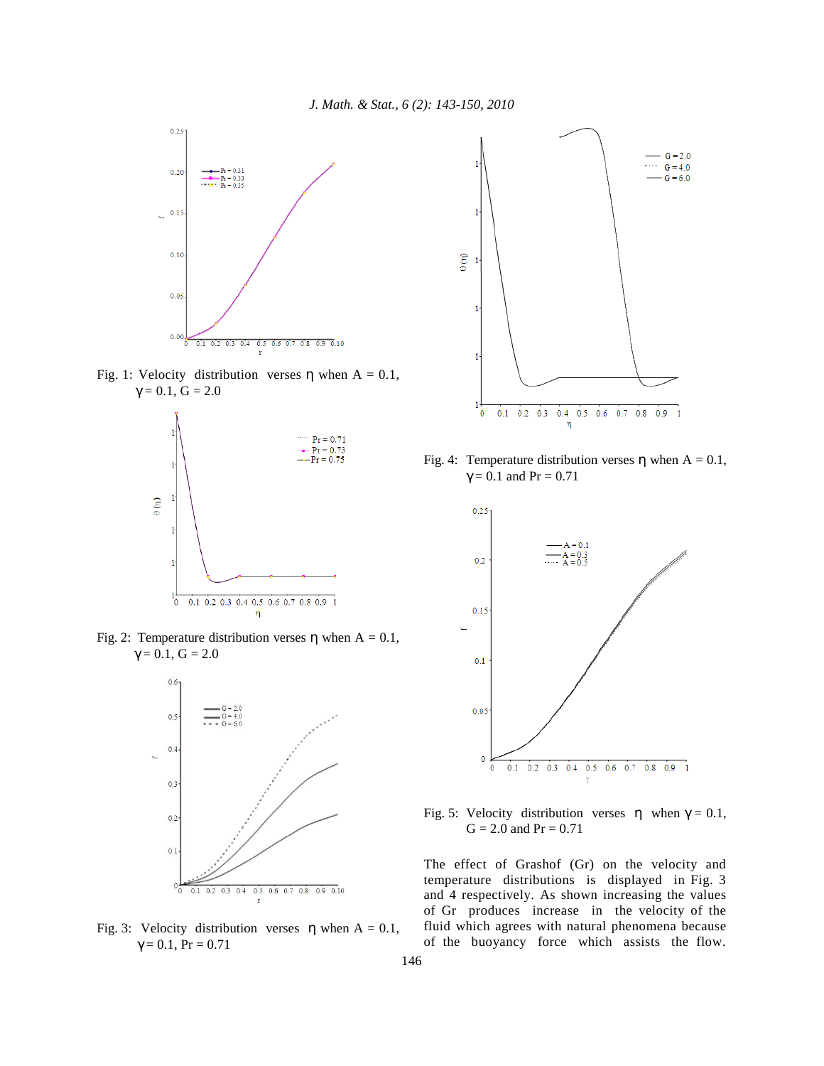Fig. 1: Velocity distribution verses η when A = 0.1, γ = 0.1, G = 2.0

Fig. 2: Temperature distribution verses η when A = 0.1, γ = 0.1, G = 2.0

Fig. 3: Velocity distribution verses η when A = 0.1, γ = 0.1, Pr = 0.71

Fig. 4: Temperature distribution verses η when A = 0.1, γ = 0.1 and Pr = 0.71

Fig. 5: Velocity distribution verses η when γ = 0.1, G = 2.0 and Pr = 0.71

The effect of Grashof (Gr) on the velocity and temperature distributions is displayed in Fig. 3 and 4 respectively. As shown increasing the values of Gr produces increase in the velocity of the fluid which agrees with natural phenomena because of the buoyancy force which assists the flow.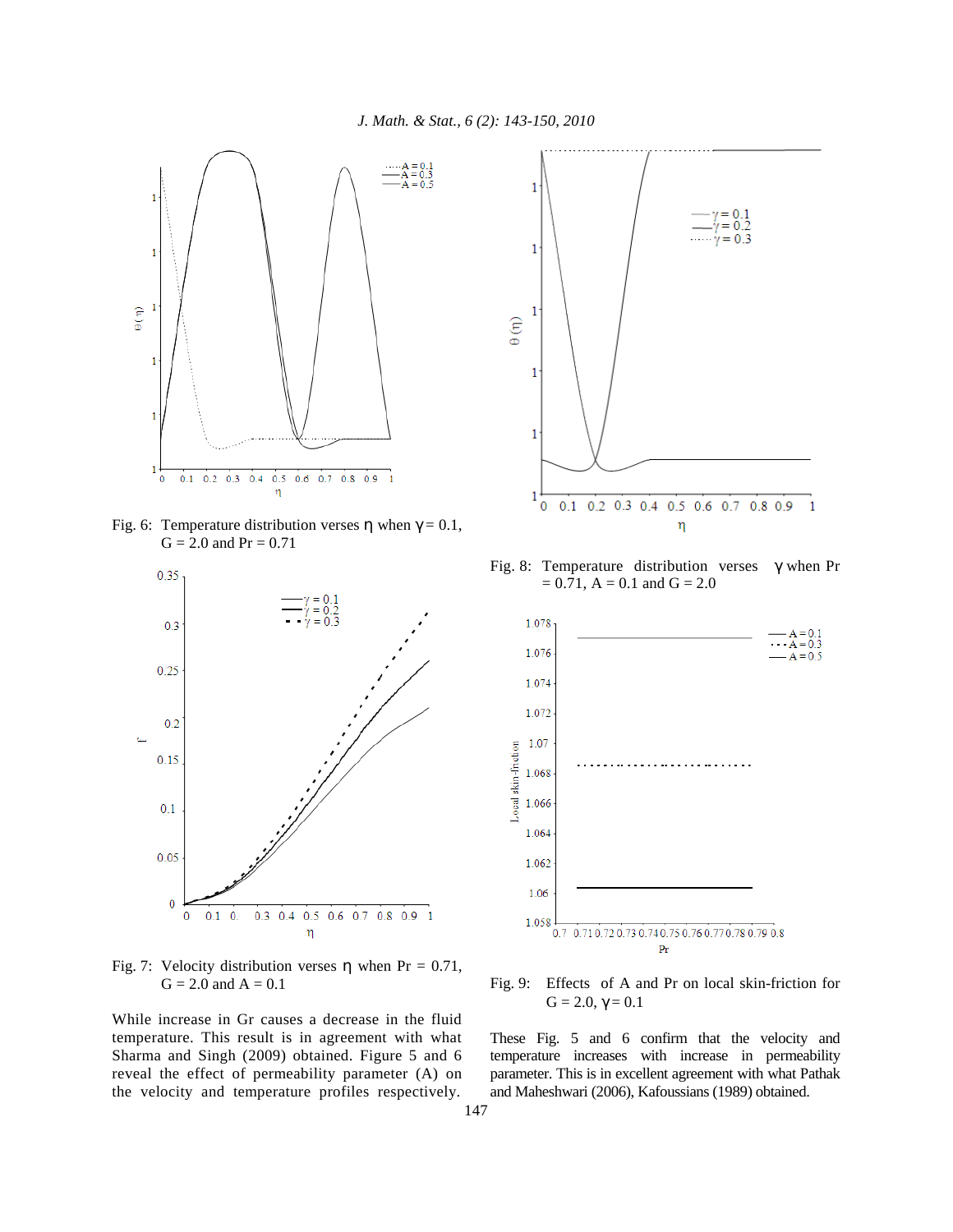Fig. 6: Temperature distribution verses η when γ = 0.1, G = 2.0 and Pr = 0.71

Fig. 7: Velocity distribution verses η when Pr = 0.71, G = 2.0 and A = 0.1

Fig. 8: Temperature distribution verses γ when Pr = 0.71, A = 0.1 and G = 2.0

Fig. 9: Effects of A and Pr on local skin-friction for G = 2.0, γ = 0.1

While increase in Gr causes a decrease in the fluid temperature. This result is in agreement with what Sharma and Singh (2009) obtained. Figure 5 and 6 reveal the effect of permeability parameter (A) on the velocity and temperature profiles respectively. These Fig. 5 and 6 confirm that the velocity and temperature increases with increase in permeability parameter. This is in excellent agreement with what Pathak and Maheshwari (2006), Kafoussians (1989) obtained.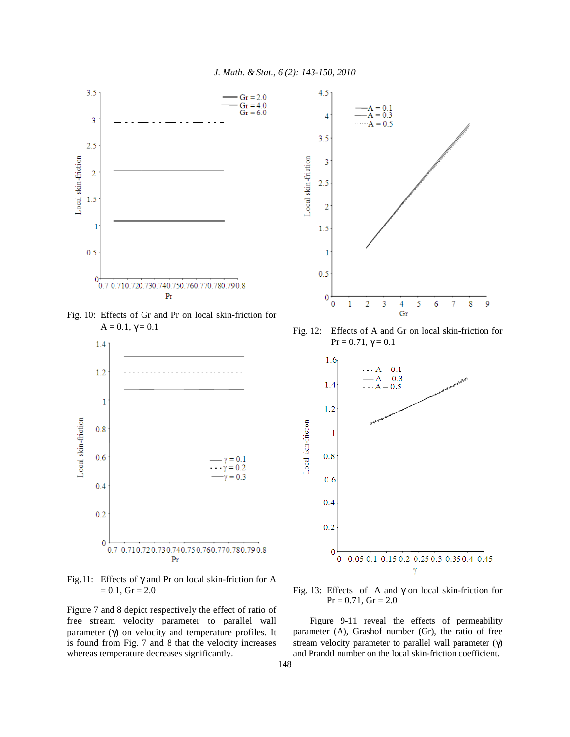Fig. 10: Effects of Gr and Pr on local skin-friction for $A = 0.1$, $\gamma = 0.1$

Fig.11: Effects of $\gamma$ and Pr on local skin-friction for $A = 0.1$, $Gr = 2.0$

Fig. 12: Effects of A and Gr on local skin-friction for $Pr = 0.71$, $\gamma = 0.1$

Fig. 13: Effects of A and $\gamma$ on local skin-friction for $Pr = 0.71$, $Gr = 2.0$

Figure 7 and 8 depict respectively the effect of ratio of free stream velocity parameter to parallel wall parameter ($\gamma$) on velocity and temperature profiles. It is found from Fig. 7 and 8 that the velocity increases whereas temperature decreases significantly.

Figure 9-11 reveal the effects of permeability parameter (A), Grashof number (Gr), the ratio of free stream velocity parameter to parallel wall parameter ($\gamma$) and Prandtl number on the local skin-friction coefficient.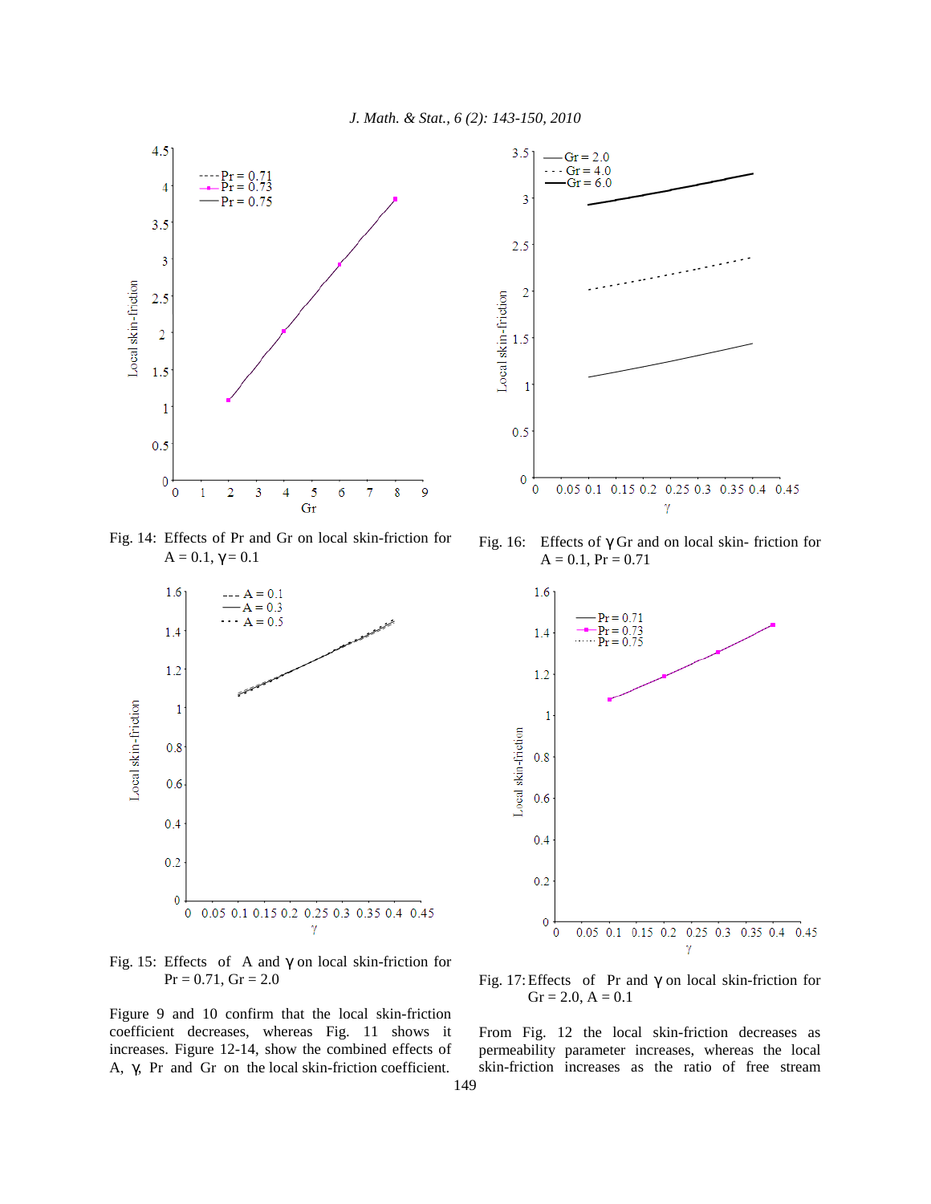Fig. 14: Effects of Pr and Gr on local skin-friction for $A = 0.1$, $\gamma = 0.1$

Fig. 15: Effects of A and $\gamma$ on local skin-friction for $Pr = 0.71$, $Gr = 2.0$

Fig. 16: Effects of $\gamma$ Gr and on local skin- friction for $A = 0.1$, $Pr = 0.71$

Fig. 17: Effects of Pr and $\gamma$ on local skin-friction for $Gr = 2.0$, $A = 0.1$

Figure 9 and 10 confirm that the local skin-friction coefficient decreases, whereas Fig. 11 shows it increases. Figure 12-14, show the combined effects of A, $\gamma$, Pr and Gr on the local skin-friction coefficient.

From Fig. 12 the local skin-friction decreases as permeability parameter increases, whereas the local skin-friction increases as the ratio of free stream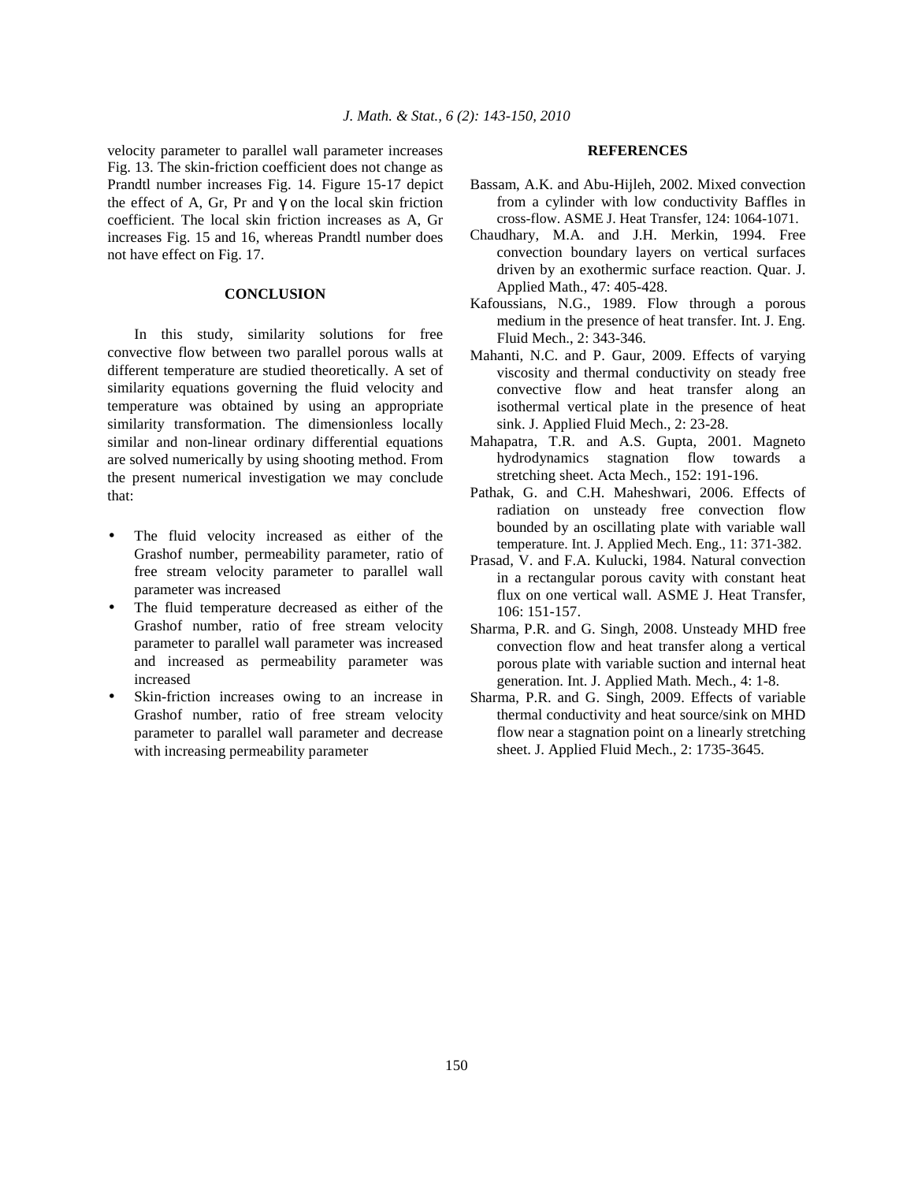velocity parameter to parallel wall parameter increases Fig. 13. The skin-friction coefficient does not change as Prandtl number increases Fig. 14. Figure 15-17 depict the effect of A, Gr, Pr and $\gamma$ on the local skin friction coefficient. The local skin friction increases as A, Gr increases Fig. 15 and 16, whereas Prandtl number does not have effect on Fig. 17.

## CONCLUSION

In this study, similarity solutions for free convective flow between two parallel porous walls at different temperature are studied theoretically. A set of similarity equations governing the fluid velocity and temperature was obtained by using an appropriate similarity transformation. The dimensionless locally similar and non-linear ordinary differential equations are solved numerically by using shooting method. From the present numerical investigation we may conclude that:

- The fluid velocity increased as either of the Grashof number, permeability parameter, ratio of free stream velocity parameter to parallel wall parameter was increased
- The fluid temperature decreased as either of the Grashof number, ratio of free stream velocity parameter to parallel wall parameter was increased and increased as permeability parameter was increased
- Skin-friction increases owing to an increase in Grashof number, ratio of free stream velocity parameter to parallel wall parameter and decrease with increasing permeability parameter

## REFERENCES

Bassam, A.K. and Abu-Hijleh, 2002. Mixed convection from a cylinder with low conductivity Baffles in cross-flow. ASME J. Heat Transfer, 124: 1064-1071.

Chaudhary, M.A. and J.H. Merkin, 1994. Free convection boundary layers on vertical surfaces driven by an exothermic surface reaction. Quar. J. Applied Math., 47: 405-428.

Kafoussians, N.G., 1989. Flow through a porous medium in the presence of heat transfer. Int. J. Eng. Fluid Mech., 2: 343-346.

Mahanti, N.C. and P. Gaur, 2009. Effects of varying viscosity and thermal conductivity on steady free convective flow and heat transfer along an isothermal vertical plate in the presence of heat sink. J. Applied Fluid Mech., 2: 23-28.

Mahapatra, T.R. and A.S. Gupta, 2001. Magneto hydrodynamics stagnation flow towards a stretching sheet. Acta Mech., 152: 191-196.

Pathak, G. and C.H. Maheshwari, 2006. Effects of radiation on unsteady free convection flow bounded by an oscillating plate with variable wall temperature. Int. J. Applied Mech. Eng., 11: 371-382.

Prasad, V. and F.A. Kulucki, 1984. Natural convection in a rectangular porous cavity with constant heat flux on one vertical wall. ASME J. Heat Transfer, 106: 151-157.

Sharma, P.R. and G. Singh, 2008. Unsteady MHD free convection flow and heat transfer along a vertical porous plate with variable suction and internal heat generation. Int. J. Applied Math. Mech., 4: 1-8.

Sharma, P.R. and G. Singh, 2009. Effects of variable thermal conductivity and heat source/sink on MHD flow near a stagnation point on a linearly stretching sheet. J. Applied Fluid Mech., 2: 1735-3645.